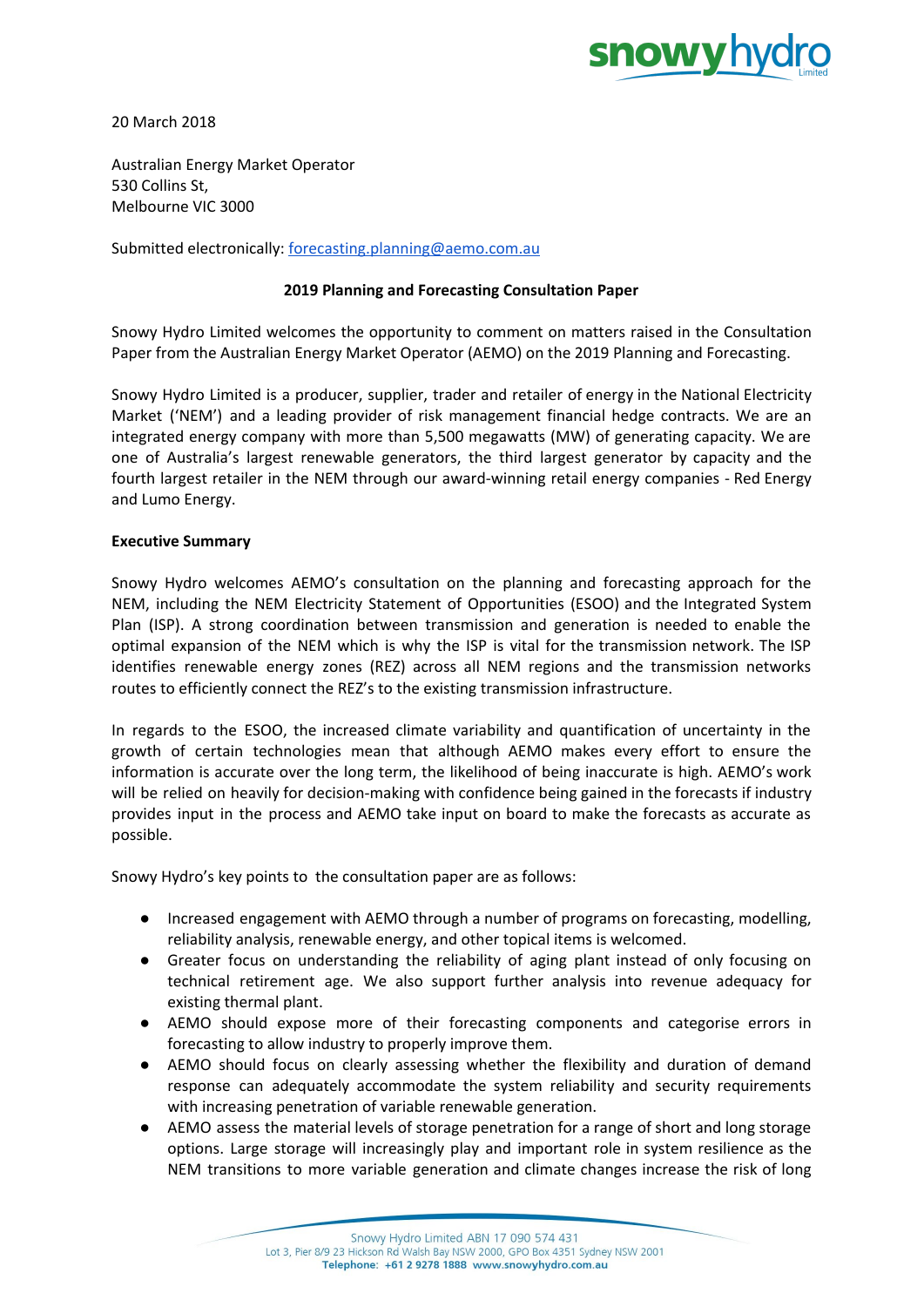20 March 2018

Australian Energy Market Operator
530 Collins St,
Melbourne VIC 3000

Submitted electronically: forecasting.planning@aemo.com.au

**2019 Planning and Forecasting Consultation Paper**

Snowy Hydro Limited welcomes the opportunity to comment on matters raised in the Consultation Paper from the Australian Energy Market Operator (AEMO) on the 2019 Planning and Forecasting.

Snowy Hydro Limited is a producer, supplier, trader and retailer of energy in the National Electricity Market ('NEM') and a leading provider of risk management financial hedge contracts. We are an integrated energy company with more than 5,500 megawatts (MW) of generating capacity. We are one of Australia's largest renewable generators, the third largest generator by capacity and the fourth largest retailer in the NEM through our award-winning retail energy companies - Red Energy and Lumo Energy.

**Executive Summary**

Snowy Hydro welcomes AEMO's consultation on the planning and forecasting approach for the NEM, including the NEM Electricity Statement of Opportunities (ESOO) and the Integrated System Plan (ISP). A strong coordination between transmission and generation is needed to enable the optimal expansion of the NEM which is why the ISP is vital for the transmission network. The ISP identifies renewable energy zones (REZ) across all NEM regions and the transmission networks routes to efficiently connect the REZ's to the existing transmission infrastructure.

In regards to the ESOO, the increased climate variability and quantification of uncertainty in the growth of certain technologies mean that although AEMO makes every effort to ensure the information is accurate over the long term, the likelihood of being inaccurate is high. AEMO's work will be relied on heavily for decision-making with confidence being gained in the forecasts if industry provides input in the process and AEMO take input on board to make the forecasts as accurate as possible.

Snowy Hydro's key points to the consultation paper are as follows:

- Increased engagement with AEMO through a number of programs on forecasting, modelling, reliability analysis, renewable energy, and other topical items is welcomed.
- Greater focus on understanding the reliability of aging plant instead of only focusing on technical retirement age. We also support further analysis into revenue adequacy for existing thermal plant.
- AEMO should expose more of their forecasting components and categorise errors in forecasting to allow industry to properly improve them.
- AEMO should focus on clearly assessing whether the flexibility and duration of demand response can adequately accommodate the system reliability and security requirements with increasing penetration of variable renewable generation.
- AEMO assess the material levels of storage penetration for a range of short and long storage options. Large storage will increasingly play and important role in system resilience as the NEM transitions to more variable generation and climate changes increase the risk of long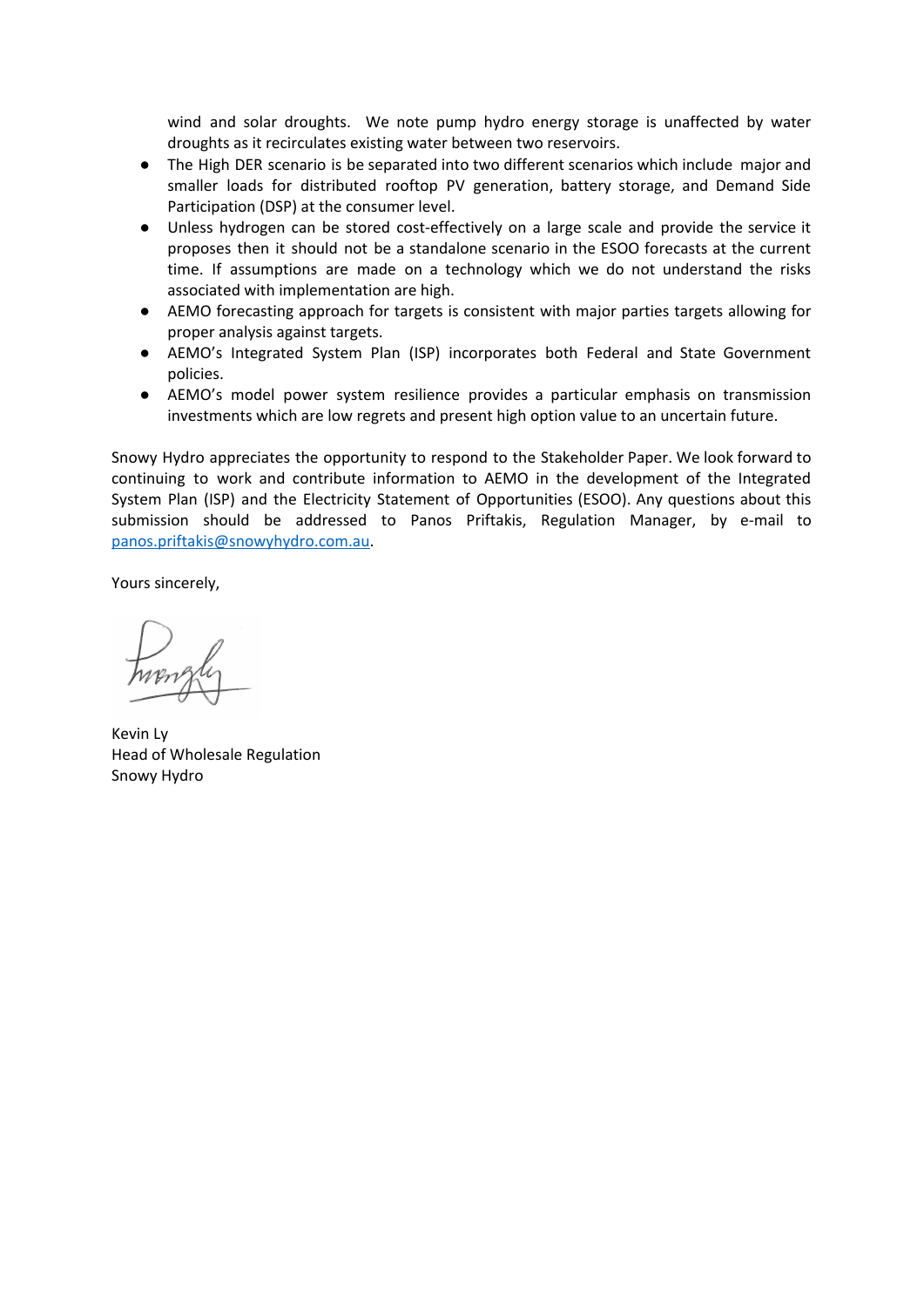wind and solar droughts. We note pump hydro energy storage is unaffected by water droughts as it recirculates existing water between two reservoirs.

- The High DER scenario is be separated into two different scenarios which include major and smaller loads for distributed rooftop PV generation, battery storage, and Demand Side Participation (DSP) at the consumer level.
- Unless hydrogen can be stored cost-effectively on a large scale and provide the service it proposes then it should not be a standalone scenario in the ESOO forecasts at the current time. If assumptions are made on a technology which we do not understand the risks associated with implementation are high.
- AEMO forecasting approach for targets is consistent with major parties targets allowing for proper analysis against targets.
- AEMO's Integrated System Plan (ISP) incorporates both Federal and State Government policies.
- AEMO's model power system resilience provides a particular emphasis on transmission investments which are low regrets and present high option value to an uncertain future.

Snowy Hydro appreciates the opportunity to respond to the Stakeholder Paper. We look forward to continuing to work and contribute information to AEMO in the development of the Integrated System Plan (ISP) and the Electricity Statement of Opportunities (ESOO). Any questions about this submission should be addressed to Panos Priftakis, Regulation Manager, by e-mail to panos.priftakis@snowyhydro.com.au.

Yours sincerely,

Kevin Ly
Head of Wholesale Regulation
Snowy Hydro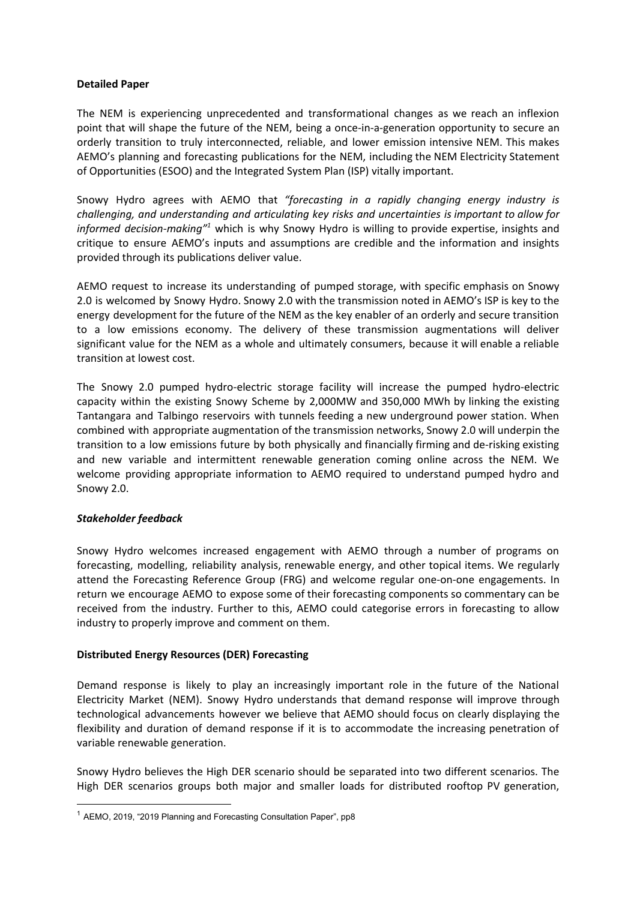**Detailed Paper**

The NEM is experiencing unprecedented and transformational changes as we reach an inflexion point that will shape the future of the NEM, being a once-in-a-generation opportunity to secure an orderly transition to truly interconnected, reliable, and lower emission intensive NEM. This makes AEMO's planning and forecasting publications for the NEM, including the NEM Electricity Statement of Opportunities (ESOO) and the Integrated System Plan (ISP) vitally important.

Snowy Hydro agrees with AEMO that *"forecasting in a rapidly changing energy industry is challenging, and understanding and articulating key risks and uncertainties is important to allow for informed decision-making"*[1] which is why Snowy Hydro is willing to provide expertise, insights and critique to ensure AEMO's inputs and assumptions are credible and the information and insights provided through its publications deliver value.

AEMO request to increase its understanding of pumped storage, with specific emphasis on Snowy 2.0 is welcomed by Snowy Hydro. Snowy 2.0 with the transmission noted in AEMO's ISP is key to the energy development for the future of the NEM as the key enabler of an orderly and secure transition to a low emissions economy. The delivery of these transmission augmentations will deliver significant value for the NEM as a whole and ultimately consumers, because it will enable a reliable transition at lowest cost.

The Snowy 2.0 pumped hydro-electric storage facility will increase the pumped hydro-electric capacity within the existing Snowy Scheme by 2,000MW and 350,000 MWh by linking the existing Tantangara and Talbingo reservoirs with tunnels feeding a new underground power station. When combined with appropriate augmentation of the transmission networks, Snowy 2.0 will underpin the transition to a low emissions future by both physically and financially firming and de-risking existing and new variable and intermittent renewable generation coming online across the NEM. We welcome providing appropriate information to AEMO required to understand pumped hydro and Snowy 2.0.

***Stakeholder feedback***

Snowy Hydro welcomes increased engagement with AEMO through a number of programs on forecasting, modelling, reliability analysis, renewable energy, and other topical items. We regularly attend the Forecasting Reference Group (FRG) and welcome regular one-on-one engagements. In return we encourage AEMO to expose some of their forecasting components so commentary can be received from the industry. Further to this, AEMO could categorise errors in forecasting to allow industry to properly improve and comment on them.

**Distributed Energy Resources (DER) Forecasting**

Demand response is likely to play an increasingly important role in the future of the National Electricity Market (NEM). Snowy Hydro understands that demand response will improve through technological advancements however we believe that AEMO should focus on clearly displaying the flexibility and duration of demand response if it is to accommodate the increasing penetration of variable renewable generation.

Snowy Hydro believes the High DER scenario should be separated into two different scenarios. The High DER scenarios groups both major and smaller loads for distributed rooftop PV generation,

[1] AEMO, 2019, "2019 Planning and Forecasting Consultation Paper", pp8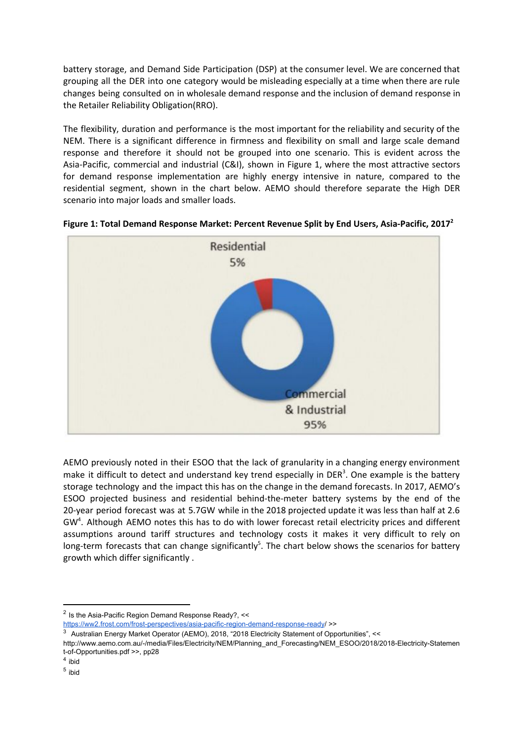battery storage, and Demand Side Participation (DSP) at the consumer level. We are concerned that grouping all the DER into one category would be misleading especially at a time when there are rule changes being consulted on in wholesale demand response and the inclusion of demand response in the Retailer Reliability Obligation(RRO).

The flexibility, duration and performance is the most important for the reliability and security of the NEM. There is a significant difference in firmness and flexibility on small and large scale demand response and therefore it should not be grouped into one scenario. This is evident across the Asia-Pacific, commercial and industrial (C&I), shown in Figure 1, where the most attractive sectors for demand response implementation are highly energy intensive in nature, compared to the residential segment, shown in the chart below. AEMO should therefore separate the High DER scenario into major loads and smaller loads.

**Figure 1: Total Demand Response Market: Percent Revenue Split by End Users, Asia-Pacific, 2017[2]**

Residential 5%

Commercial & Industrial 95%

AEMO previously noted in their ESOO that the lack of granularity in a changing energy environment make it difficult to detect and understand key trend especially in DER[3]. One example is the battery storage technology and the impact this has on the change in the demand forecasts. In 2017, AEMO's ESOO projected business and residential behind-the-meter battery systems by the end of the 20-year period forecast was at 5.7GW while in the 2018 projected update it was less than half at 2.6 GW[4]. Although AEMO notes this has to do with lower forecast retail electricity prices and different assumptions around tariff structures and technology costs it makes it very difficult to rely on long-term forecasts that can change significantly[5]. The chart below shows the scenarios for battery growth which differ significantly .

---

[2] Is the Asia-Pacific Region Demand Response Ready?, << https://ww2.frost.com/frost-perspectives/asia-pacific-region-demand-response-ready/ >>

[3] Australian Energy Market Operator (AEMO), 2018, "2018 Electricity Statement of Opportunities", << http://www.aemo.com.au/-/media/Files/Electricity/NEM/Planning_and_Forecasting/NEM_ESOO/2018/2018-Electricity-Statement-of-Opportunities.pdf >>, pp28

[4] ibid

[5] ibid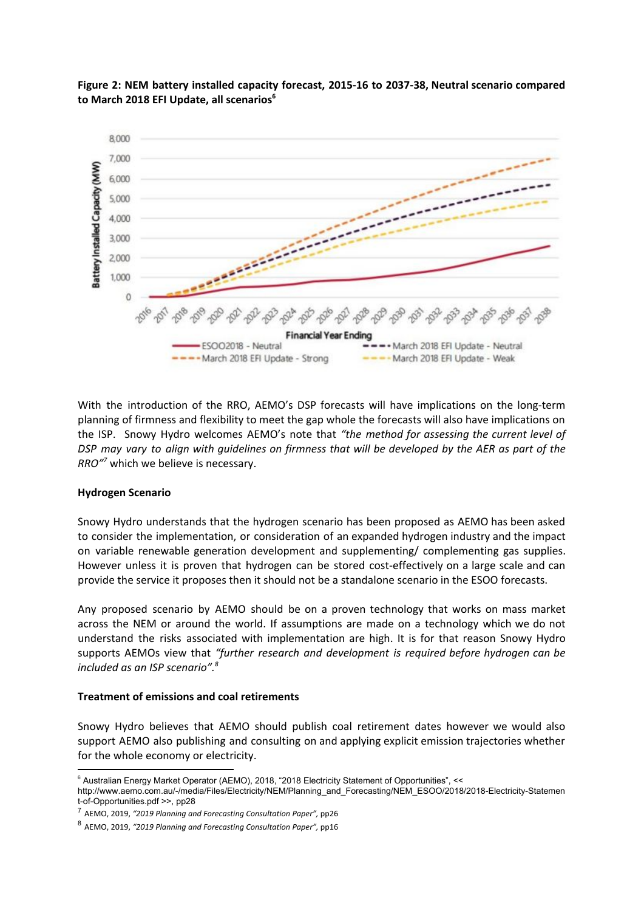**Figure 2: NEM battery installed capacity forecast, 2015-16 to 2037-38, Neutral scenario compared to March 2018 EFI Update, all scenarios**[6]

With the introduction of the RRO, AEMO's DSP forecasts will have implications on the long-term planning of firmness and flexibility to meet the gap whole the forecasts will also have implications on the ISP. Snowy Hydro welcomes AEMO's note that *"the method for assessing the current level of DSP may vary to align with guidelines on firmness that will be developed by the AER as part of the RRO"*[7] which we believe is necessary.

**Hydrogen Scenario**

Snowy Hydro understands that the hydrogen scenario has been proposed as AEMO has been asked to consider the implementation, or consideration of an expanded hydrogen industry and the impact on variable renewable generation development and supplementing/ complementing gas supplies. However unless it is proven that hydrogen can be stored cost-effectively on a large scale and can provide the service it proposes then it should not be a standalone scenario in the ESOO forecasts.

Any proposed scenario by AEMO should be on a proven technology that works on mass market across the NEM or around the world. If assumptions are made on a technology which we do not understand the risks associated with implementation are high. It is for that reason Snowy Hydro supports AEMOs view that *"further research and development is required before hydrogen can be included as an ISP scenario".*[8]

**Treatment of emissions and coal retirements**

Snowy Hydro believes that AEMO should publish coal retirement dates however we would also support AEMO also publishing and consulting on and applying explicit emission trajectories whether for the whole economy or electricity.

---

[6] Australian Energy Market Operator (AEMO), 2018, "2018 Electricity Statement of Opportunities", << http://www.aemo.com.au/-/media/Files/Electricity/NEM/Planning_and_Forecasting/NEM_ESOO/2018/2018-Electricity-Statement-of-Opportunities.pdf >>, pp28

[7] AEMO, 2019, *"2019 Planning and Forecasting Consultation Paper",* pp26

[8] AEMO, 2019, *"2019 Planning and Forecasting Consultation Paper",* pp16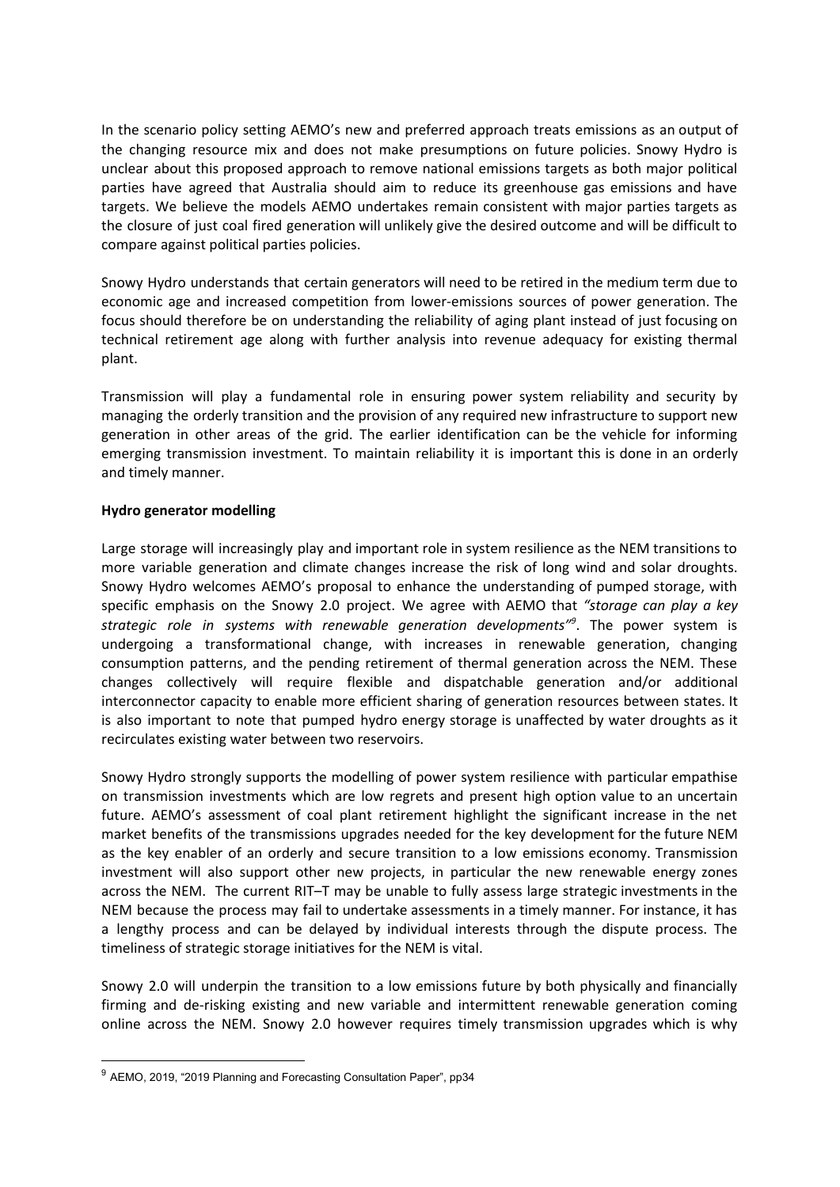In the scenario policy setting AEMO's new and preferred approach treats emissions as an output of the changing resource mix and does not make presumptions on future policies. Snowy Hydro is unclear about this proposed approach to remove national emissions targets as both major political parties have agreed that Australia should aim to reduce its greenhouse gas emissions and have targets. We believe the models AEMO undertakes remain consistent with major parties targets as the closure of just coal fired generation will unlikely give the desired outcome and will be difficult to compare against political parties policies.

Snowy Hydro understands that certain generators will need to be retired in the medium term due to economic age and increased competition from lower-emissions sources of power generation. The focus should therefore be on understanding the reliability of aging plant instead of just focusing on technical retirement age along with further analysis into revenue adequacy for existing thermal plant.

Transmission will play a fundamental role in ensuring power system reliability and security by managing the orderly transition and the provision of any required new infrastructure to support new generation in other areas of the grid. The earlier identification can be the vehicle for informing emerging transmission investment. To maintain reliability it is important this is done in an orderly and timely manner.

**Hydro generator modelling**

Large storage will increasingly play and important role in system resilience as the NEM transitions to more variable generation and climate changes increase the risk of long wind and solar droughts. Snowy Hydro welcomes AEMO's proposal to enhance the understanding of pumped storage, with specific emphasis on the Snowy 2.0 project. We agree with AEMO that *"storage can play a key strategic role in systems with renewable generation developments"*[9]. The power system is undergoing a transformational change, with increases in renewable generation, changing consumption patterns, and the pending retirement of thermal generation across the NEM. These changes collectively will require flexible and dispatchable generation and/or additional interconnector capacity to enable more efficient sharing of generation resources between states. It is also important to note that pumped hydro energy storage is unaffected by water droughts as it recirculates existing water between two reservoirs.

Snowy Hydro strongly supports the modelling of power system resilience with particular empathise on transmission investments which are low regrets and present high option value to an uncertain future. AEMO's assessment of coal plant retirement highlight the significant increase in the net market benefits of the transmissions upgrades needed for the key development for the future NEM as the key enabler of an orderly and secure transition to a low emissions economy. Transmission investment will also support other new projects, in particular the new renewable energy zones across the NEM. The current RIT–T may be unable to fully assess large strategic investments in the NEM because the process may fail to undertake assessments in a timely manner. For instance, it has a lengthy process and can be delayed by individual interests through the dispute process. The timeliness of strategic storage initiatives for the NEM is vital.

Snowy 2.0 will underpin the transition to a low emissions future by both physically and financially firming and de-risking existing and new variable and intermittent renewable generation coming online across the NEM. Snowy 2.0 however requires timely transmission upgrades which is why

---

[9] AEMO, 2019, "2019 Planning and Forecasting Consultation Paper", pp34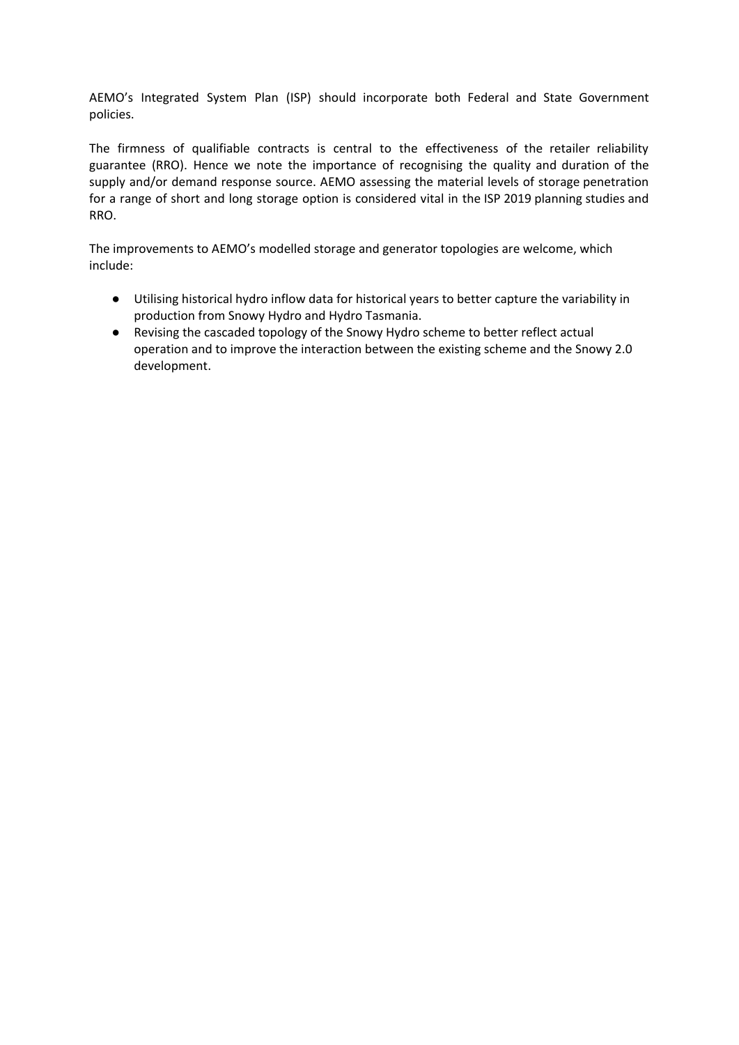AEMO's Integrated System Plan (ISP) should incorporate both Federal and State Government policies.

The firmness of qualifiable contracts is central to the effectiveness of the retailer reliability guarantee (RRO). Hence we note the importance of recognising the quality and duration of the supply and/or demand response source. AEMO assessing the material levels of storage penetration for a range of short and long storage option is considered vital in the ISP 2019 planning studies and RRO.

The improvements to AEMO's modelled storage and generator topologies are welcome, which include:

- Utilising historical hydro inflow data for historical years to better capture the variability in production from Snowy Hydro and Hydro Tasmania.
- Revising the cascaded topology of the Snowy Hydro scheme to better reflect actual operation and to improve the interaction between the existing scheme and the Snowy 2.0 development.